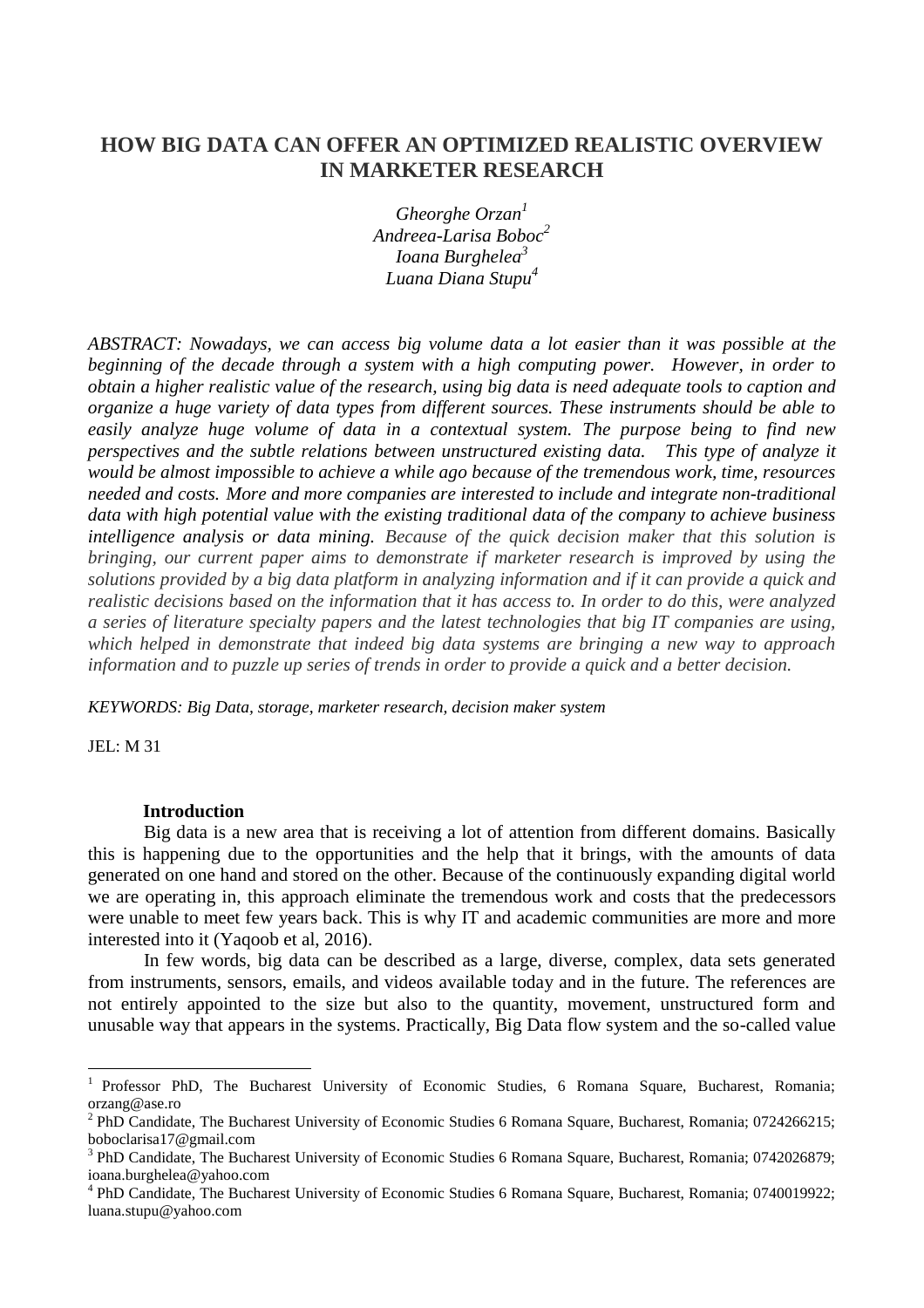# HOW BIG DATA CAN OFFER AN OPTIMIZED REALISTIC OVERVIEW IN MARKETER RESEARCH

*Gheorghe Orzan*[1]
*Andreea-Larisa Boboc*[2]
*Ioana Burghelea*[3]
*Luana Diana Stupu*[4]

*ABSTRACT: Nowadays, we can access big volume data a lot easier than it was possible at the beginning of the decade through a system with a high computing power. However, in order to obtain a higher realistic value of the research, using big data is need adequate tools to caption and organize a huge variety of data types from different sources. These instruments should be able to easily analyze huge volume of data in a contextual system. The purpose being to find new perspectives and the subtle relations between unstructured existing data. This type of analyze it would be almost impossible to achieve a while ago because of the tremendous work, time, resources needed and costs. More and more companies are interested to include and integrate non-traditional data with high potential value with the existing traditional data of the company to achieve business intelligence analysis or data mining. Because of the quick decision maker that this solution is bringing, our current paper aims to demonstrate if marketer research is improved by using the solutions provided by a big data platform in analyzing information and if it can provide a quick and realistic decisions based on the information that it has access to. In order to do this, were analyzed a series of literature specialty papers and the latest technologies that big IT companies are using, which helped in demonstrate that indeed big data systems are bringing a new way to approach information and to puzzle up series of trends in order to provide a quick and a better decision.*

*KEYWORDS: Big Data, storage, marketer research, decision maker system*

JEL: M 31

## Introduction

Big data is a new area that is receiving a lot of attention from different domains. Basically this is happening due to the opportunities and the help that it brings, with the amounts of data generated on one hand and stored on the other. Because of the continuously expanding digital world we are operating in, this approach eliminate the tremendous work and costs that the predecessors were unable to meet few years back. This is why IT and academic communities are more and more interested into it (Yaqoob et al, 2016).

In few words, big data can be described as a large, diverse, complex, data sets generated from instruments, sensors, emails, and videos available today and in the future. The references are not entirely appointed to the size but also to the quantity, movement, unstructured form and unusable way that appears in the systems. Practically, Big Data flow system and the so-called value

---

[1] Professor PhD, The Bucharest University of Economic Studies, 6 Romana Square, Bucharest, Romania; orzang@ase.ro

[2] PhD Candidate, The Bucharest University of Economic Studies 6 Romana Square, Bucharest, Romania; 0724266215; boboclarisa17@gmail.com

[3] PhD Candidate, The Bucharest University of Economic Studies 6 Romana Square, Bucharest, Romania; 0742026879; ioana.burghelea@yahoo.com

[4] PhD Candidate, The Bucharest University of Economic Studies 6 Romana Square, Bucharest, Romania; 0740019922; luana.stupu@yahoo.com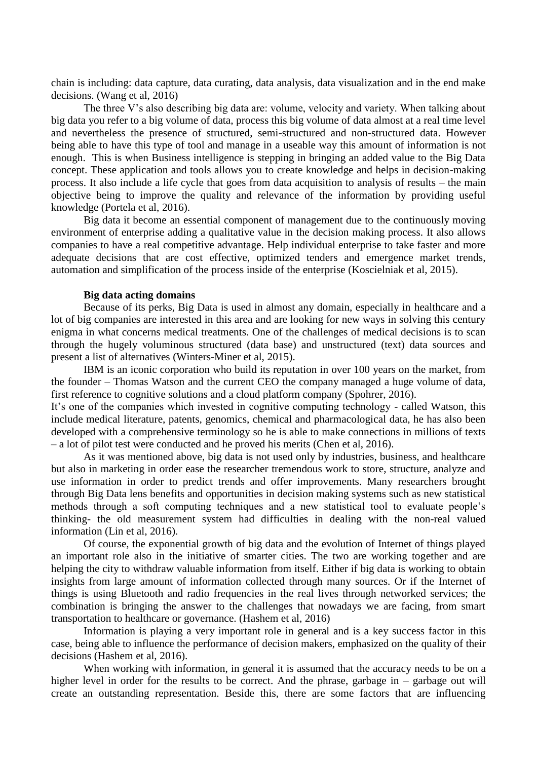chain is including: data capture, data curating, data analysis, data visualization and in the end make decisions. (Wang et al, 2016)

The three V's also describing big data are: volume, velocity and variety. When talking about big data you refer to a big volume of data, process this big volume of data almost at a real time level and nevertheless the presence of structured, semi-structured and non-structured data. However being able to have this type of tool and manage in a useable way this amount of information is not enough. This is when Business intelligence is stepping in bringing an added value to the Big Data concept. These application and tools allows you to create knowledge and helps in decision-making process. It also include a life cycle that goes from data acquisition to analysis of results – the main objective being to improve the quality and relevance of the information by providing useful knowledge (Portela et al, 2016).

Big data it become an essential component of management due to the continuously moving environment of enterprise adding a qualitative value in the decision making process. It also allows companies to have a real competitive advantage. Help individual enterprise to take faster and more adequate decisions that are cost effective, optimized tenders and emergence market trends, automation and simplification of the process inside of the enterprise (Koscielniak et al, 2015).

**Big data acting domains**

Because of its perks, Big Data is used in almost any domain, especially in healthcare and a lot of big companies are interested in this area and are looking for new ways in solving this century enigma in what concerns medical treatments. One of the challenges of medical decisions is to scan through the hugely voluminous structured (data base) and unstructured (text) data sources and present a list of alternatives (Winters-Miner et al, 2015).

IBM is an iconic corporation who build its reputation in over 100 years on the market, from the founder – Thomas Watson and the current CEO the company managed a huge volume of data, first reference to cognitive solutions and a cloud platform company (Spohrer, 2016).

It's one of the companies which invested in cognitive computing technology - called Watson, this include medical literature, patents, genomics, chemical and pharmacological data, he has also been developed with a comprehensive terminology so he is able to make connections in millions of texts – a lot of pilot test were conducted and he proved his merits (Chen et al, 2016).

As it was mentioned above, big data is not used only by industries, business, and healthcare but also in marketing in order ease the researcher tremendous work to store, structure, analyze and use information in order to predict trends and offer improvements. Many researchers brought through Big Data lens benefits and opportunities in decision making systems such as new statistical methods through a soft computing techniques and a new statistical tool to evaluate people's thinking- the old measurement system had difficulties in dealing with the non-real valued information (Lin et al, 2016).

Of course, the exponential growth of big data and the evolution of Internet of things played an important role also in the initiative of smarter cities. The two are working together and are helping the city to withdraw valuable information from itself. Either if big data is working to obtain insights from large amount of information collected through many sources. Or if the Internet of things is using Bluetooth and radio frequencies in the real lives through networked services; the combination is bringing the answer to the challenges that nowadays we are facing, from smart transportation to healthcare or governance. (Hashem et al, 2016)

Information is playing a very important role in general and is a key success factor in this case, being able to influence the performance of decision makers, emphasized on the quality of their decisions (Hashem et al, 2016).

When working with information, in general it is assumed that the accuracy needs to be on a higher level in order for the results to be correct. And the phrase, garbage in – garbage out will create an outstanding representation. Beside this, there are some factors that are influencing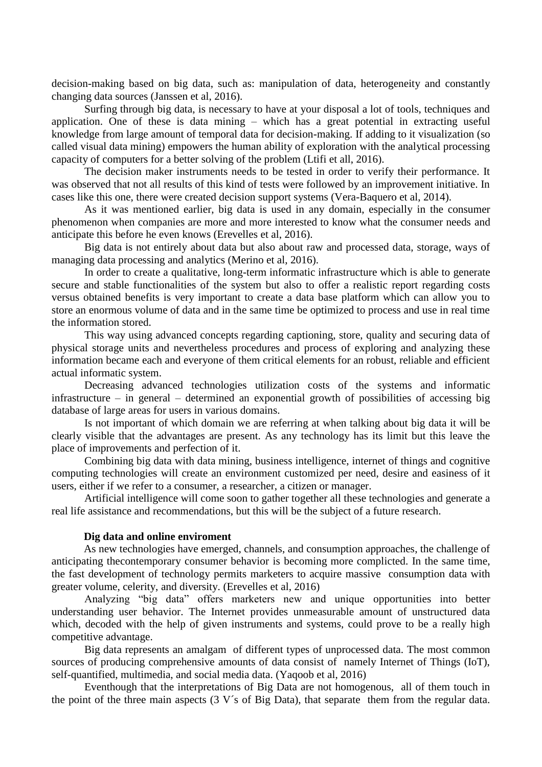decision-making based on big data, such as: manipulation of data, heterogeneity and constantly changing data sources (Janssen et al, 2016).

Surfing through big data, is necessary to have at your disposal a lot of tools, techniques and application. One of these is data mining – which has a great potential in extracting useful knowledge from large amount of temporal data for decision-making. If adding to it visualization (so called visual data mining) empowers the human ability of exploration with the analytical processing capacity of computers for a better solving of the problem (Ltifi et all, 2016).

The decision maker instruments needs to be tested in order to verify their performance. It was observed that not all results of this kind of tests were followed by an improvement initiative. In cases like this one, there were created decision support systems (Vera-Baquero et al, 2014).

As it was mentioned earlier, big data is used in any domain, especially in the consumer phenomenon when companies are more and more interested to know what the consumer needs and anticipate this before he even knows (Erevelles et al, 2016).

Big data is not entirely about data but also about raw and processed data, storage, ways of managing data processing and analytics (Merino et al, 2016).

In order to create a qualitative, long-term informatic infrastructure which is able to generate secure and stable functionalities of the system but also to offer a realistic report regarding costs versus obtained benefits is very important to create a data base platform which can allow you to store an enormous volume of data and in the same time be optimized to process and use in real time the information stored.

This way using advanced concepts regarding captioning, store, quality and securing data of physical storage units and nevertheless procedures and process of exploring and analyzing these information became each and everyone of them critical elements for an robust, reliable and efficient actual informatic system.

Decreasing advanced technologies utilization costs of the systems and informatic infrastructure – in general – determined an exponential growth of possibilities of accessing big database of large areas for users in various domains.

Is not important of which domain we are referring at when talking about big data it will be clearly visible that the advantages are present. As any technology has its limit but this leave the place of improvements and perfection of it.

Combining big data with data mining, business intelligence, internet of things and cognitive computing technologies will create an environment customized per need, desire and easiness of it users, either if we refer to a consumer, a researcher, a citizen or manager.

Artificial intelligence will come soon to gather together all these technologies and generate a real life assistance and recommendations, but this will be the subject of a future research.

**Dig data and online enviroment**

As new technologies have emerged, channels, and consumption approaches, the challenge of anticipating thecontemporary consumer behavior is becoming more complicted. In the same time, the fast development of technology permits marketers to acquire massive consumption data with greater volume, celerity, and diversity. (Erevelles et al, 2016)

Analyzing "big data" offers marketers new and unique opportunities into better understanding user behavior. The Internet provides unmeasurable amount of unstructured data which, decoded with the help of given instruments and systems, could prove to be a really high competitive advantage.

Big data represents an amalgam of different types of unprocessed data. The most common sources of producing comprehensive amounts of data consist of namely Internet of Things (IoT), self-quantified, multimedia, and social media data. (Yaqoob et al, 2016)

Eventhough that the interpretations of Big Data are not homogenous, all of them touch in the point of the three main aspects (3 V´s of Big Data), that separate them from the regular data.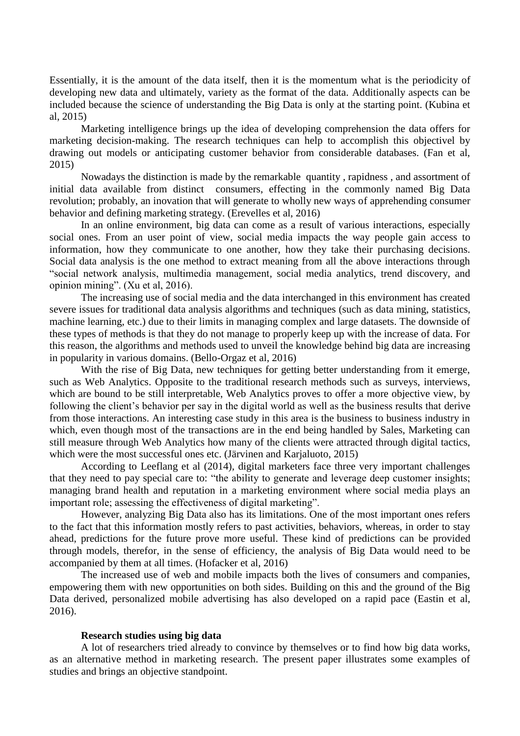Essentially, it is the amount of the data itself, then it is the momentum what is the periodicity of developing new data and ultimately, variety as the format of the data. Additionally aspects can be included because the science of understanding the Big Data is only at the starting point. (Kubina et al, 2015)

Marketing intelligence brings up the idea of developing comprehension the data offers for marketing decision-making. The research techniques can help to accomplish this objectivel by drawing out models or anticipating customer behavior from considerable databases. (Fan et al, 2015)

Nowadays the distinction is made by the remarkable quantity , rapidness , and assortment of initial data available from distinct consumers, effecting in the commonly named Big Data revolution; probably, an inovation that will generate to wholly new ways of apprehending consumer behavior and defining marketing strategy. (Erevelles et al, 2016)

In an online environment, big data can come as a result of various interactions, especially social ones. From an user point of view, social media impacts the way people gain access to information, how they communicate to one another, how they take their purchasing decisions. Social data analysis is the one method to extract meaning from all the above interactions through "social network analysis, multimedia management, social media analytics, trend discovery, and opinion mining". (Xu et al, 2016).

The increasing use of social media and the data interchanged in this environment has created severe issues for traditional data analysis algorithms and techniques (such as data mining, statistics, machine learning, etc.) due to their limits in managing complex and large datasets. The downside of these types of methods is that they do not manage to properly keep up with the increase of data. For this reason, the algorithms and methods used to unveil the knowledge behind big data are increasing in popularity in various domains. (Bello-Orgaz et al, 2016)

With the rise of Big Data, new techniques for getting better understanding from it emerge, such as Web Analytics. Opposite to the traditional research methods such as surveys, interviews, which are bound to be still interpretable, Web Analytics proves to offer a more objective view, by following the client's behavior per say in the digital world as well as the business results that derive from those interactions. An interesting case study in this area is the business to business industry in which, even though most of the transactions are in the end being handled by Sales, Marketing can still measure through Web Analytics how many of the clients were attracted through digital tactics, which were the most successful ones etc. (Järvinen and Karjaluoto, 2015)

According to Leeflang et al (2014), digital marketers face three very important challenges that they need to pay special care to: "the ability to generate and leverage deep customer insights; managing brand health and reputation in a marketing environment where social media plays an important role; assessing the effectiveness of digital marketing".

However, analyzing Big Data also has its limitations. One of the most important ones refers to the fact that this information mostly refers to past activities, behaviors, whereas, in order to stay ahead, predictions for the future prove more useful. These kind of predictions can be provided through models, therefor, in the sense of efficiency, the analysis of Big Data would need to be accompanied by them at all times. (Hofacker et al, 2016)

The increased use of web and mobile impacts both the lives of consumers and companies, empowering them with new opportunities on both sides. Building on this and the ground of the Big Data derived, personalized mobile advertising has also developed on a rapid pace (Eastin et al, 2016).

### Research studies using big data

A lot of researchers tried already to convince by themselves or to find how big data works, as an alternative method in marketing research. The present paper illustrates some examples of studies and brings an objective standpoint.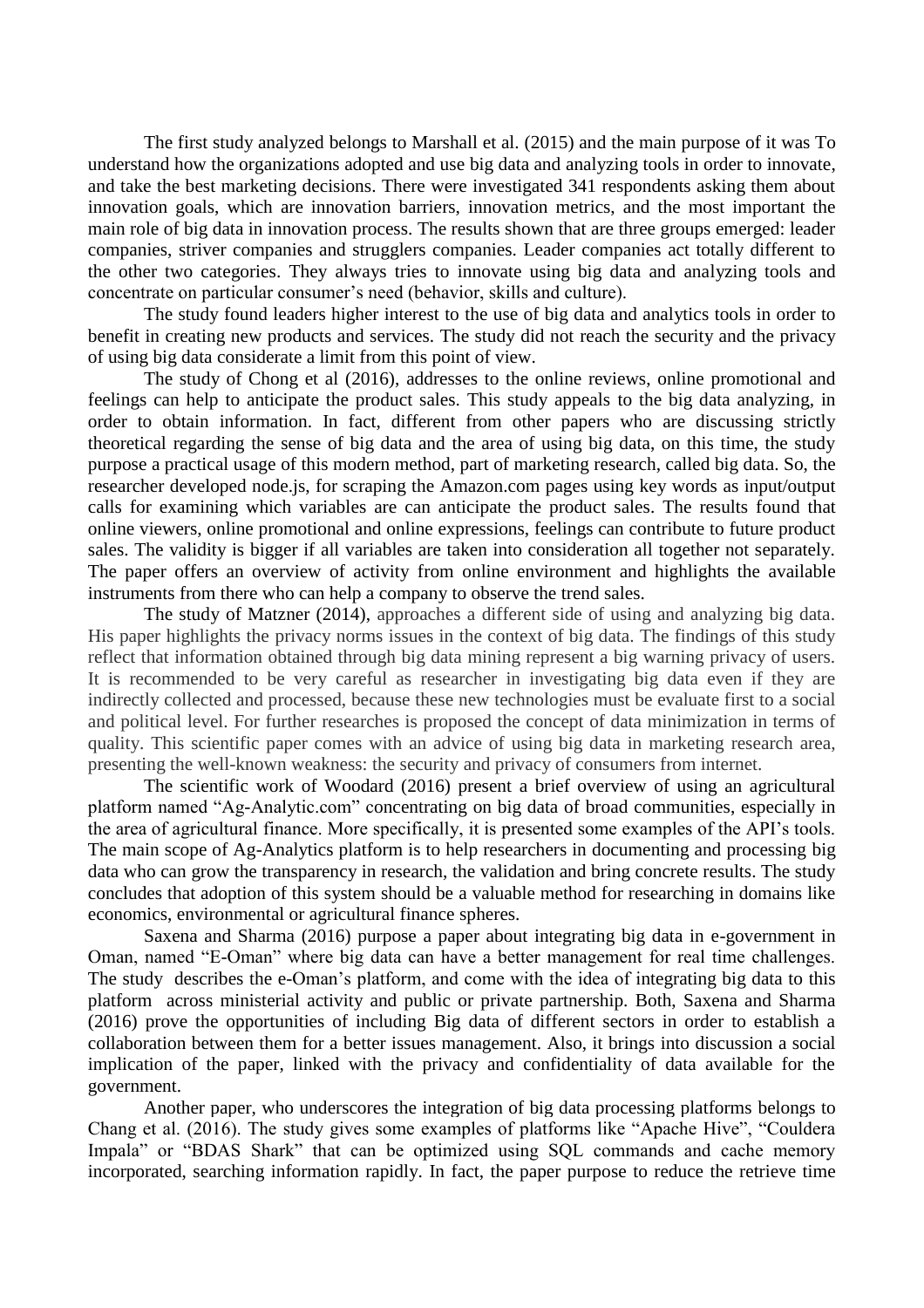The first study analyzed belongs to Marshall et al. (2015) and the main purpose of it was To understand how the organizations adopted and use big data and analyzing tools in order to innovate, and take the best marketing decisions. There were investigated 341 respondents asking them about innovation goals, which are innovation barriers, innovation metrics, and the most important the main role of big data in innovation process. The results shown that are three groups emerged: leader companies, striver companies and strugglers companies. Leader companies act totally different to the other two categories. They always tries to innovate using big data and analyzing tools and concentrate on particular consumer's need (behavior, skills and culture).

The study found leaders higher interest to the use of big data and analytics tools in order to benefit in creating new products and services. The study did not reach the security and the privacy of using big data considerate a limit from this point of view.

The study of Chong et al (2016), addresses to the online reviews, online promotional and feelings can help to anticipate the product sales. This study appeals to the big data analyzing, in order to obtain information. In fact, different from other papers who are discussing strictly theoretical regarding the sense of big data and the area of using big data, on this time, the study purpose a practical usage of this modern method, part of marketing research, called big data. So, the researcher developed node.js, for scraping the Amazon.com pages using key words as input/output calls for examining which variables are can anticipate the product sales. The results found that online viewers, online promotional and online expressions, feelings can contribute to future product sales. The validity is bigger if all variables are taken into consideration all together not separately. The paper offers an overview of activity from online environment and highlights the available instruments from there who can help a company to observe the trend sales.

The study of Matzner (2014), approaches a different side of using and analyzing big data. His paper highlights the privacy norms issues in the context of big data. The findings of this study reflect that information obtained through big data mining represent a big warning privacy of users. It is recommended to be very careful as researcher in investigating big data even if they are indirectly collected and processed, because these new technologies must be evaluate first to a social and political level. For further researches is proposed the concept of data minimization in terms of quality. This scientific paper comes with an advice of using big data in marketing research area, presenting the well-known weakness: the security and privacy of consumers from internet.

The scientific work of Woodard (2016) present a brief overview of using an agricultural platform named "Ag-Analytic.com" concentrating on big data of broad communities, especially in the area of agricultural finance. More specifically, it is presented some examples of the API's tools. The main scope of Ag-Analytics platform is to help researchers in documenting and processing big data who can grow the transparency in research, the validation and bring concrete results. The study concludes that adoption of this system should be a valuable method for researching in domains like economics, environmental or agricultural finance spheres.

Saxena and Sharma (2016) purpose a paper about integrating big data in e-government in Oman, named "E-Oman" where big data can have a better management for real time challenges. The study describes the e-Oman's platform, and come with the idea of integrating big data to this platform across ministerial activity and public or private partnership. Both, Saxena and Sharma (2016) prove the opportunities of including Big data of different sectors in order to establish a collaboration between them for a better issues management. Also, it brings into discussion a social implication of the paper, linked with the privacy and confidentiality of data available for the government.

Another paper, who underscores the integration of big data processing platforms belongs to Chang et al. (2016). The study gives some examples of platforms like "Apache Hive", "Couldera Impala" or "BDAS Shark" that can be optimized using SQL commands and cache memory incorporated, searching information rapidly. In fact, the paper purpose to reduce the retrieve time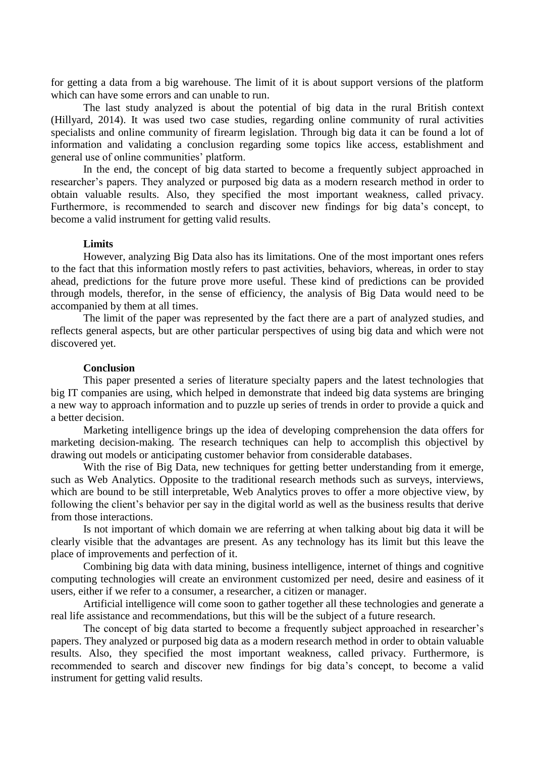for getting a data from a big warehouse. The limit of it is about support versions of the platform which can have some errors and can unable to run.

The last study analyzed is about the potential of big data in the rural British context (Hillyard, 2014). It was used two case studies, regarding online community of rural activities specialists and online community of firearm legislation. Through big data it can be found a lot of information and validating a conclusion regarding some topics like access, establishment and general use of online communities' platform.

In the end, the concept of big data started to become a frequently subject approached in researcher's papers. They analyzed or purposed big data as a modern research method in order to obtain valuable results. Also, they specified the most important weakness, called privacy. Furthermore, is recommended to search and discover new findings for big data's concept, to become a valid instrument for getting valid results.

**Limits**

However, analyzing Big Data also has its limitations. One of the most important ones refers to the fact that this information mostly refers to past activities, behaviors, whereas, in order to stay ahead, predictions for the future prove more useful. These kind of predictions can be provided through models, therefor, in the sense of efficiency, the analysis of Big Data would need to be accompanied by them at all times.

The limit of the paper was represented by the fact there are a part of analyzed studies, and reflects general aspects, but are other particular perspectives of using big data and which were not discovered yet.

**Conclusion**

This paper presented a series of literature specialty papers and the latest technologies that big IT companies are using, which helped in demonstrate that indeed big data systems are bringing a new way to approach information and to puzzle up series of trends in order to provide a quick and a better decision.

Marketing intelligence brings up the idea of developing comprehension the data offers for marketing decision-making. The research techniques can help to accomplish this objectivel by drawing out models or anticipating customer behavior from considerable databases.

With the rise of Big Data, new techniques for getting better understanding from it emerge, such as Web Analytics. Opposite to the traditional research methods such as surveys, interviews, which are bound to be still interpretable, Web Analytics proves to offer a more objective view, by following the client's behavior per say in the digital world as well as the business results that derive from those interactions.

Is not important of which domain we are referring at when talking about big data it will be clearly visible that the advantages are present. As any technology has its limit but this leave the place of improvements and perfection of it.

Combining big data with data mining, business intelligence, internet of things and cognitive computing technologies will create an environment customized per need, desire and easiness of it users, either if we refer to a consumer, a researcher, a citizen or manager.

Artificial intelligence will come soon to gather together all these technologies and generate a real life assistance and recommendations, but this will be the subject of a future research.

The concept of big data started to become a frequently subject approached in researcher's papers. They analyzed or purposed big data as a modern research method in order to obtain valuable results. Also, they specified the most important weakness, called privacy. Furthermore, is recommended to search and discover new findings for big data's concept, to become a valid instrument for getting valid results.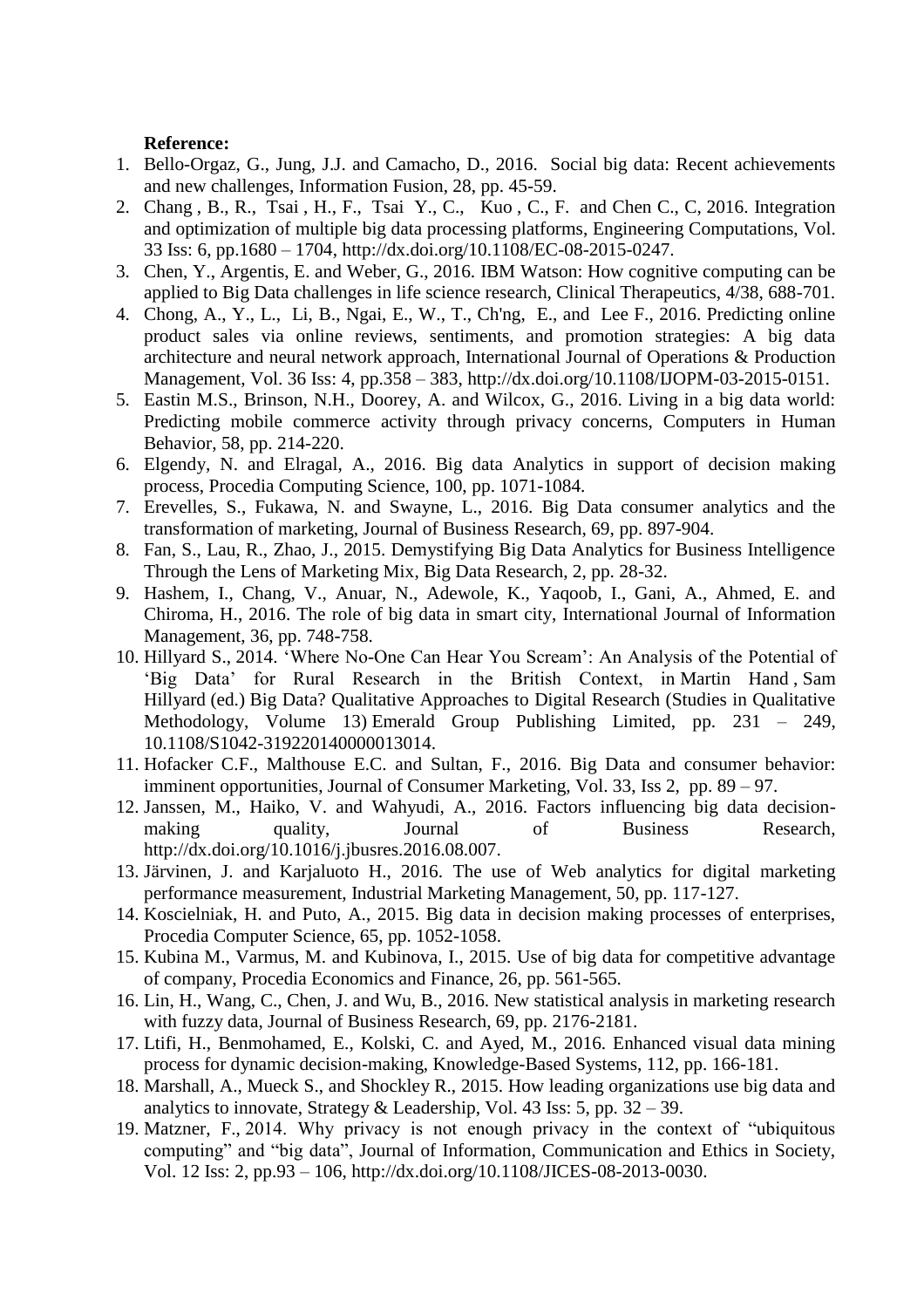**Reference:**

1. Bello-Orgaz, G., Jung, J.J. and Camacho, D., 2016. Social big data: Recent achievements and new challenges, Information Fusion, 28, pp. 45-59.
2. Chang , B., R., Tsai , H., F., Tsai Y., C., Kuo , C., F. and Chen C., C, 2016. Integration and optimization of multiple big data processing platforms, Engineering Computations, Vol. 33 Iss: 6, pp.1680 – 1704, http://dx.doi.org/10.1108/EC-08-2015-0247.
3. Chen, Y., Argentis, E. and Weber, G., 2016. IBM Watson: How cognitive computing can be applied to Big Data challenges in life science research, Clinical Therapeutics, 4/38, 688-701.
4. Chong, A., Y., L., Li, B., Ngai, E., W., T., Ch'ng, E., and Lee F., 2016. Predicting online product sales via online reviews, sentiments, and promotion strategies: A big data architecture and neural network approach, International Journal of Operations & Production Management, Vol. 36 Iss: 4, pp.358 – 383, http://dx.doi.org/10.1108/IJOPM-03-2015-0151.
5. Eastin M.S., Brinson, N.H., Doorey, A. and Wilcox, G., 2016. Living in a big data world: Predicting mobile commerce activity through privacy concerns, Computers in Human Behavior, 58, pp. 214-220.
6. Elgendy, N. and Elragal, A., 2016. Big data Analytics in support of decision making process, Procedia Computing Science, 100, pp. 1071-1084.
7. Erevelles, S., Fukawa, N. and Swayne, L., 2016. Big Data consumer analytics and the transformation of marketing, Journal of Business Research, 69, pp. 897-904.
8. Fan, S., Lau, R., Zhao, J., 2015. Demystifying Big Data Analytics for Business Intelligence Through the Lens of Marketing Mix, Big Data Research, 2, pp. 28-32.
9. Hashem, I., Chang, V., Anuar, N., Adewole, K., Yaqoob, I., Gani, A., Ahmed, E. and Chiroma, H., 2016. The role of big data in smart city, International Journal of Information Management, 36, pp. 748-758.
10. Hillyard S., 2014. 'Where No-One Can Hear You Scream': An Analysis of the Potential of 'Big Data' for Rural Research in the British Context, in Martin Hand , Sam Hillyard (ed.) Big Data? Qualitative Approaches to Digital Research (Studies in Qualitative Methodology, Volume 13) Emerald Group Publishing Limited, pp. 231 – 249, 10.1108/S1042-319220140000013014.
11. Hofacker C.F., Malthouse E.C. and Sultan, F., 2016. Big Data and consumer behavior: imminent opportunities, Journal of Consumer Marketing, Vol. 33, Iss 2, pp. 89 – 97.
12. Janssen, M., Haiko, V. and Wahyudi, A., 2016. Factors influencing big data decision-making quality, Journal of Business Research, http://dx.doi.org/10.1016/j.jbusres.2016.08.007.
13. Järvinen, J. and Karjaluoto H., 2016. The use of Web analytics for digital marketing performance measurement, Industrial Marketing Management, 50, pp. 117-127.
14. Koscielniak, H. and Puto, A., 2015. Big data in decision making processes of enterprises, Procedia Computer Science, 65, pp. 1052-1058.
15. Kubina M., Varmus, M. and Kubinova, I., 2015. Use of big data for competitive advantage of company, Procedia Economics and Finance, 26, pp. 561-565.
16. Lin, H., Wang, C., Chen, J. and Wu, B., 2016. New statistical analysis in marketing research with fuzzy data, Journal of Business Research, 69, pp. 2176-2181.
17. Ltifi, H., Benmohamed, E., Kolski, C. and Ayed, M., 2016. Enhanced visual data mining process for dynamic decision-making, Knowledge-Based Systems, 112, pp. 166-181.
18. Marshall, A., Mueck S., and Shockley R., 2015. How leading organizations use big data and analytics to innovate, Strategy & Leadership, Vol. 43 Iss: 5, pp. 32 – 39.
19. Matzner, F., 2014. Why privacy is not enough privacy in the context of "ubiquitous computing" and "big data", Journal of Information, Communication and Ethics in Society, Vol. 12 Iss: 2, pp.93 – 106, http://dx.doi.org/10.1108/JICES-08-2013-0030.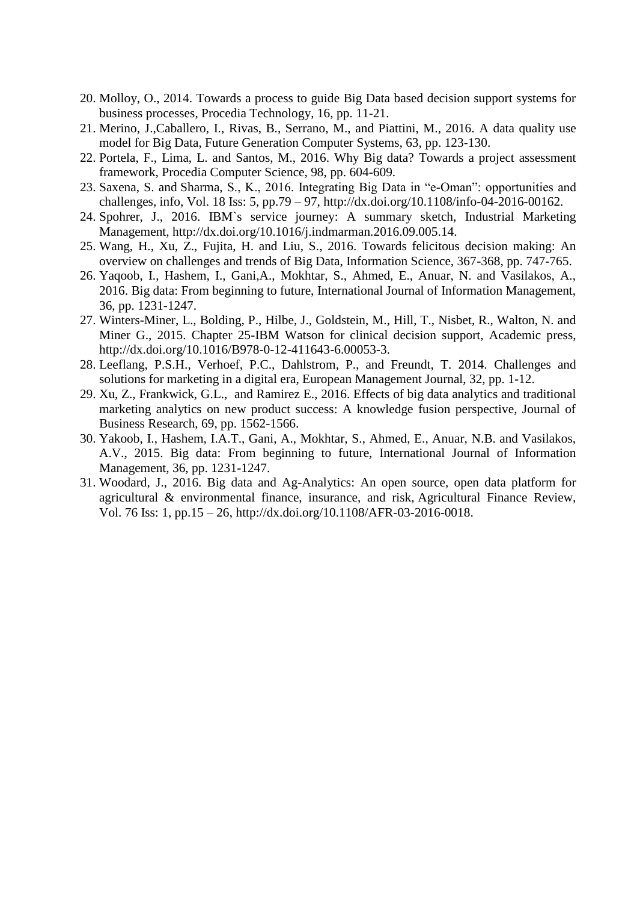20. Molloy, O., 2014. Towards a process to guide Big Data based decision support systems for business processes, Procedia Technology, 16, pp. 11-21.
21. Merino, J.,Caballero, I., Rivas, B., Serrano, M., and Piattini, M., 2016. A data quality use model for Big Data, Future Generation Computer Systems, 63, pp. 123-130.
22. Portela, F., Lima, L. and Santos, M., 2016. Why Big data? Towards a project assessment framework, Procedia Computer Science, 98, pp. 604-609.
23. Saxena, S. and Sharma, S., K., 2016. Integrating Big Data in "e-Oman": opportunities and challenges, info, Vol. 18 Iss: 5, pp.79 – 97, http://dx.doi.org/10.1108/info-04-2016-00162.
24. Spohrer, J., 2016. IBM`s service journey: A summary sketch, Industrial Marketing Management, http://dx.doi.org/10.1016/j.indmarman.2016.09.005.14.
25. Wang, H., Xu, Z., Fujita, H. and Liu, S., 2016. Towards felicitous decision making: An overview on challenges and trends of Big Data, Information Science, 367-368, pp. 747-765.
26. Yaqoob, I., Hashem, I., Gani,A., Mokhtar, S., Ahmed, E., Anuar, N. and Vasilakos, A., 2016. Big data: From beginning to future, International Journal of Information Management, 36, pp. 1231-1247.
27. Winters-Miner, L., Bolding, P., Hilbe, J., Goldstein, M., Hill, T., Nisbet, R., Walton, N. and Miner G., 2015. Chapter 25-IBM Watson for clinical decision support, Academic press, http://dx.doi.org/10.1016/B978-0-12-411643-6.00053-3.
28. Leeflang, P.S.H., Verhoef, P.C., Dahlstrom, P., and Freundt, T. 2014. Challenges and solutions for marketing in a digital era, European Management Journal, 32, pp. 1-12.
29. Xu, Z., Frankwick, G.L., and Ramirez E., 2016. Effects of big data analytics and traditional marketing analytics on new product success: A knowledge fusion perspective, Journal of Business Research, 69, pp. 1562-1566.
30. Yakoob, I., Hashem, I.A.T., Gani, A., Mokhtar, S., Ahmed, E., Anuar, N.B. and Vasilakos, A.V., 2015. Big data: From beginning to future, International Journal of Information Management, 36, pp. 1231-1247.
31. Woodard, J., 2016. Big data and Ag-Analytics: An open source, open data platform for agricultural & environmental finance, insurance, and risk, Agricultural Finance Review, Vol. 76 Iss: 1, pp.15 – 26, http://dx.doi.org/10.1108/AFR-03-2016-0018.